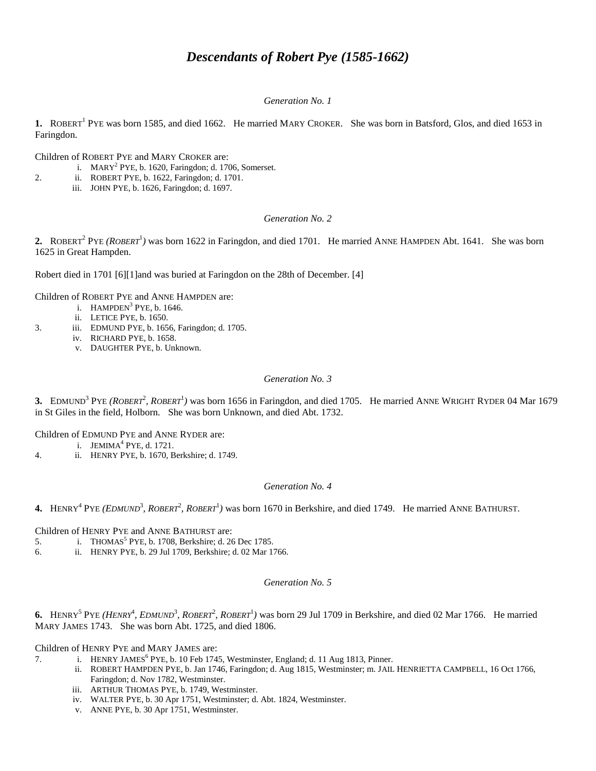# *Descendants of Robert Pye (1585-1662)*

*Generation No. 1*

**1.** ROBERT[1] PYE was born 1585, and died 1662. He married MARY CROKER. She was born in Batsford, Glos, and died 1653 in Faringdon.

Children of ROBERT PYE and MARY CROKER are:

- i. MARY[2] PYE, b. 1620, Faringdon; d. 1706, Somerset.
- 2. ii. ROBERT PYE, b. 1622, Faringdon; d. 1701.
- iii. JOHN PYE, b. 1626, Faringdon; d. 1697.

*Generation No. 2*

**2.** ROBERT[2] PYE *(ROBERT[1])* was born 1622 in Faringdon, and died 1701. He married ANNE HAMPDEN Abt. 1641. She was born 1625 in Great Hampden.

Robert died in 1701 [6][1]and was buried at Faringdon on the 28th of December. [4]

Children of ROBERT PYE and ANNE HAMPDEN are:

- i. HAMPDEN[3] PYE, b. 1646.
- ii. LETICE PYE, b. 1650.
- 3. iii. EDMUND PYE, b. 1656, Faringdon; d. 1705.
- iv. RICHARD PYE, b. 1658.
- v. DAUGHTER PYE, b. Unknown.

*Generation No. 3*

**3.** EDMUND[3] PYE *(ROBERT[2], ROBERT[1])* was born 1656 in Faringdon, and died 1705. He married ANNE WRIGHT RYDER 04 Mar 1679 in St Giles in the field, Holborn. She was born Unknown, and died Abt. 1732.

Children of EDMUND PYE and ANNE RYDER are:

- i. JEMIMA[4] PYE, d. 1721.
- 4. ii. HENRY PYE, b. 1670, Berkshire; d. 1749.

*Generation No. 4*

**4.** HENRY[4] PYE *(EDMUND[3], ROBERT[2], ROBERT[1])* was born 1670 in Berkshire, and died 1749. He married ANNE BATHURST.

Children of HENRY PYE and ANNE BATHURST are:

- 5. i. THOMAS[5] PYE, b. 1708, Berkshire; d. 26 Dec 1785.
- 6. ii. HENRY PYE, b. 29 Jul 1709, Berkshire; d. 02 Mar 1766.

*Generation No. 5*

**6.** HENRY[5] PYE *(HENRY[4], EDMUND[3], ROBERT[2], ROBERT[1])* was born 29 Jul 1709 in Berkshire, and died 02 Mar 1766. He married MARY JAMES 1743. She was born Abt. 1725, and died 1806.

Children of HENRY PYE and MARY JAMES are:

- 7. i. HENRY JAMES[6] PYE, b. 10 Feb 1745, Westminster, England; d. 11 Aug 1813, Pinner.
- ii. ROBERT HAMPDEN PYE, b. Jan 1746, Faringdon; d. Aug 1815, Westminster; m. JAIL HENRIETTA CAMPBELL, 16 Oct 1766, Faringdon; d. Nov 1782, Westminster.
- iii. ARTHUR THOMAS PYE, b. 1749, Westminster.
- iv. WALTER PYE, b. 30 Apr 1751, Westminster; d. Abt. 1824, Westminster.
- v. ANNE PYE, b. 30 Apr 1751, Westminster.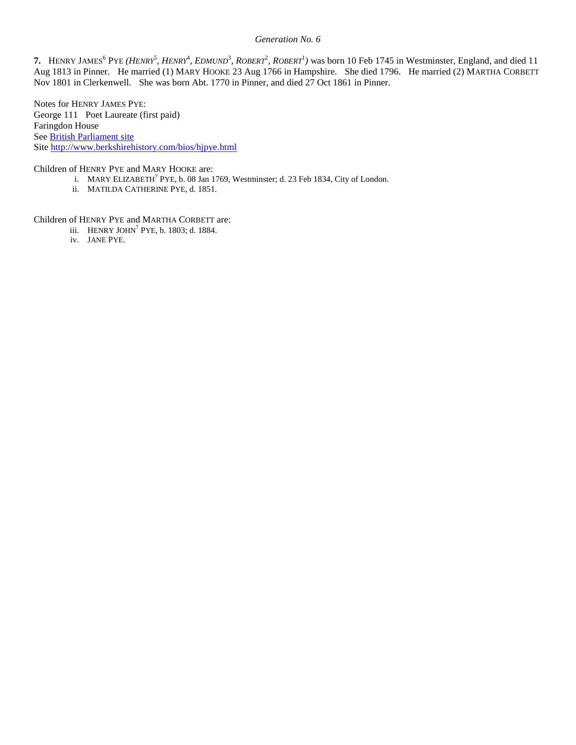*Generation No. 6*

**7.** HENRY JAMES[6] PYE *(HENRY[5], HENRY[4], EDMUND[3], ROBERT[2], ROBERT[1])* was born 10 Feb 1745 in Westminster, England, and died 11 Aug 1813 in Pinner. He married (1) MARY HOOKE 23 Aug 1766 in Hampshire. She died 1796. He married (2) MARTHA CORBETT Nov 1801 in Clerkenwell. She was born Abt. 1770 in Pinner, and died 27 Oct 1861 in Pinner.

Notes for HENRY JAMES PYE:
George 111 Poet Laureate (first paid)
Faringdon House
See British Parliament site
Site http://www.berkshirehistory.com/bios/hjpye.html

Children of HENRY PYE and MARY HOOKE are:

i. MARY ELIZABETH[7] PYE, b. 08 Jan 1769, Westminster; d. 23 Feb 1834, City of London.
ii. MATILDA CATHERINE PYE, d. 1851.

Children of HENRY PYE and MARTHA CORBETT are:

iii. HENRY JOHN[7] PYE, b. 1803; d. 1884.
iv. JANE PYE.